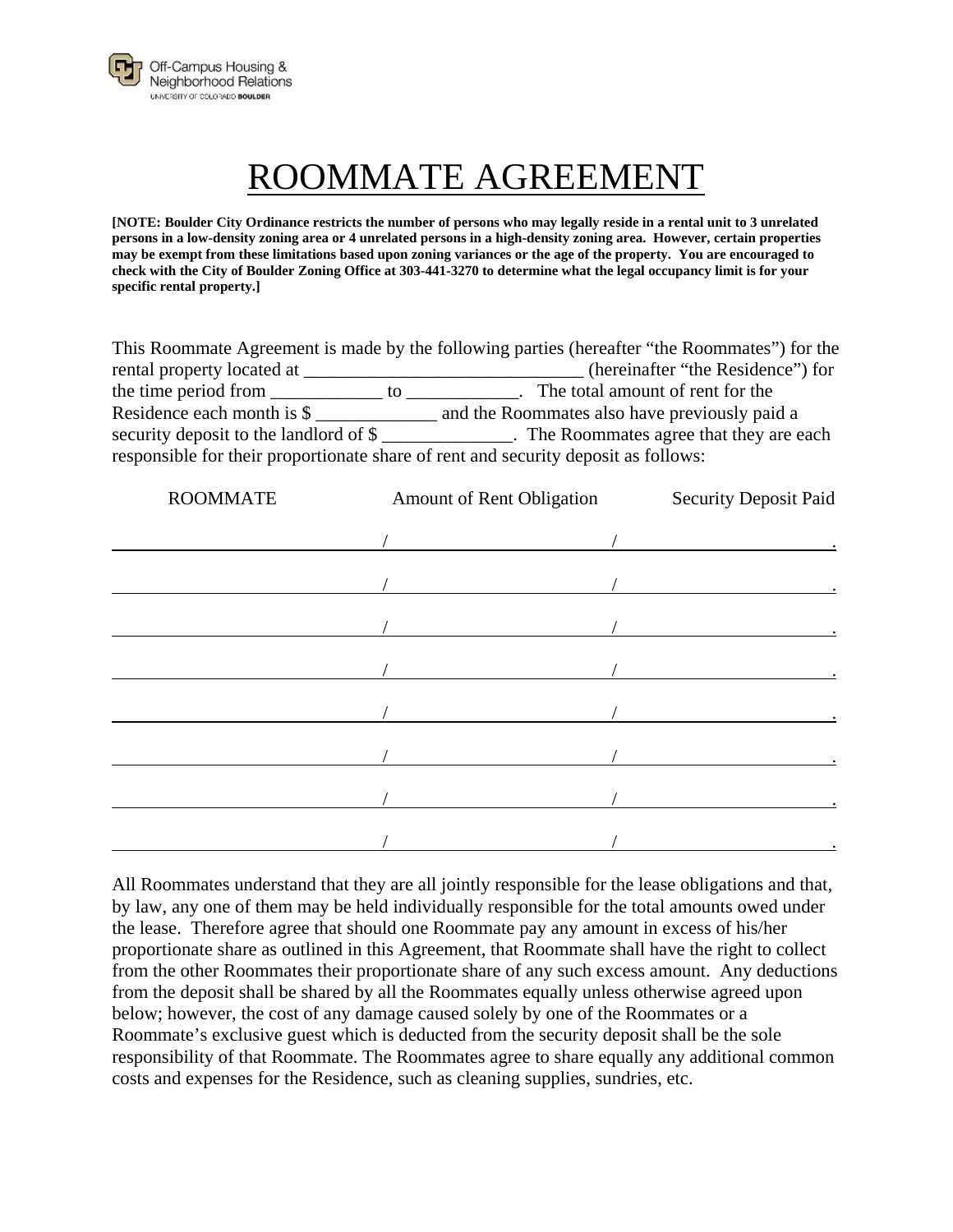Off-Campus Housing & Neighborhood Relations
UNIVERSITY OF COLORADO BOULDER

# ROOMMATE AGREEMENT

**[NOTE: Boulder City Ordinance restricts the number of persons who may legally reside in a rental unit to 3 unrelated persons in a low-density zoning area or 4 unrelated persons in a high-density zoning area. However, certain properties may be exempt from these limitations based upon zoning variances or the age of the property. You are encouraged to check with the City of Boulder Zoning Office at 303-441-3270 to determine what the legal occupancy limit is for your specific rental property.]**

This Roommate Agreement is made by the following parties (hereafter "the Roommates") for the rental property located at ______________________________ (hereinafter "the Residence") for the time period from ____________ to ____________. The total amount of rent for the Residence each month is $ _____________ and the Roommates also have previously paid a security deposit to the landlord of $ ______________. The Roommates agree that they are each responsible for their proportionate share of rent and security deposit as follows:

| ROOMMATE | Amount of Rent Obligation | Security Deposit Paid |
|---|---|---|
| | | |
| | | |
| | | |
| | | |
| | | |
| | | |
| | | |
| | | |

All Roommates understand that they are all jointly responsible for the lease obligations and that, by law, any one of them may be held individually responsible for the total amounts owed under the lease. Therefore agree that should one Roommate pay any amount in excess of his/her proportionate share as outlined in this Agreement, that Roommate shall have the right to collect from the other Roommates their proportionate share of any such excess amount. Any deductions from the deposit shall be shared by all the Roommates equally unless otherwise agreed upon below; however, the cost of any damage caused solely by one of the Roommates or a Roommate's exclusive guest which is deducted from the security deposit shall be the sole responsibility of that Roommate. The Roommates agree to share equally any additional common costs and expenses for the Residence, such as cleaning supplies, sundries, etc.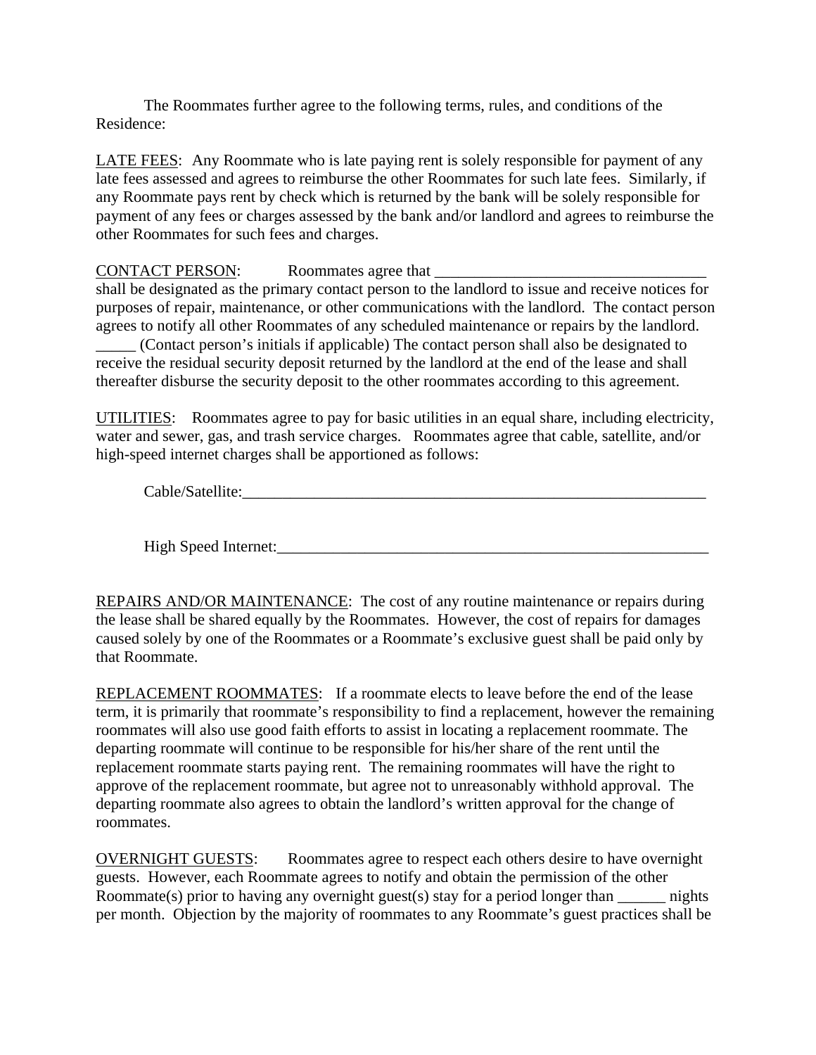The Roommates further agree to the following terms, rules, and conditions of the Residence:

<u>LATE FEES</u>: Any Roommate who is late paying rent is solely responsible for payment of any late fees assessed and agrees to reimburse the other Roommates for such late fees. Similarly, if any Roommate pays rent by check which is returned by the bank will be solely responsible for payment of any fees or charges assessed by the bank and/or landlord and agrees to reimburse the other Roommates for such fees and charges.

<u>CONTACT PERSON</u>: Roommates agree that __________________________________ shall be designated as the primary contact person to the landlord to issue and receive notices for purposes of repair, maintenance, or other communications with the landlord. The contact person agrees to notify all other Roommates of any scheduled maintenance or repairs by the landlord. _____ (Contact person's initials if applicable) The contact person shall also be designated to receive the residual security deposit returned by the landlord at the end of the lease and shall thereafter disburse the security deposit to the other roommates according to this agreement.

<u>UTILITIES</u>: Roommates agree to pay for basic utilities in an equal share, including electricity, water and sewer, gas, and trash service charges. Roommates agree that cable, satellite, and/or high-speed internet charges shall be apportioned as follows:

Cable/Satellite:______________________________________________________________

High Speed Internet:__________________________________________________________

<u>REPAIRS AND/OR MAINTENANCE</u>: The cost of any routine maintenance or repairs during the lease shall be shared equally by the Roommates. However, the cost of repairs for damages caused solely by one of the Roommates or a Roommate's exclusive guest shall be paid only by that Roommate.

<u>REPLACEMENT ROOMMATES</u>: If a roommate elects to leave before the end of the lease term, it is primarily that roommate's responsibility to find a replacement, however the remaining roommates will also use good faith efforts to assist in locating a replacement roommate. The departing roommate will continue to be responsible for his/her share of the rent until the replacement roommate starts paying rent. The remaining roommates will have the right to approve of the replacement roommate, but agree not to unreasonably withhold approval. The departing roommate also agrees to obtain the landlord's written approval for the change of roommates.

<u>OVERNIGHT GUESTS</u>: Roommates agree to respect each others desire to have overnight guests. However, each Roommate agrees to notify and obtain the permission of the other Roommate(s) prior to having any overnight guest(s) stay for a period longer than ______ nights per month. Objection by the majority of roommates to any Roommate's guest practices shall be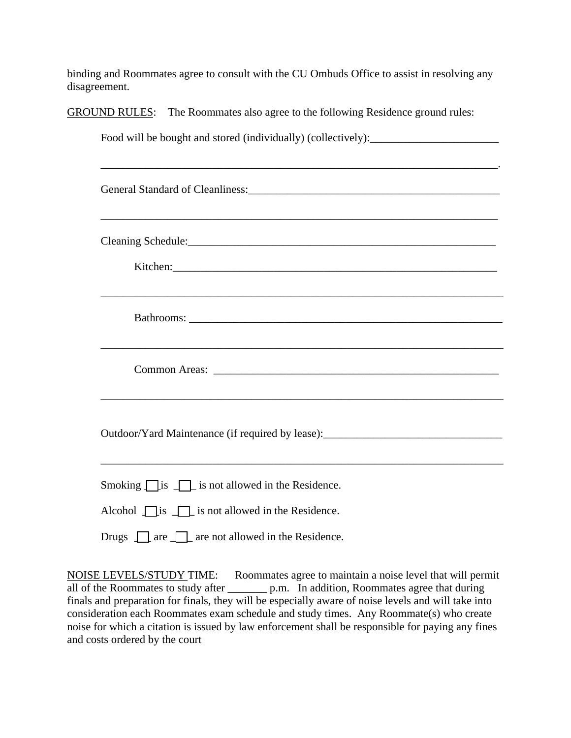binding and Roommates agree to consult with the CU Ombuds Office to assist in resolving any disagreement.

GROUND RULES: The Roommates also agree to the following Residence ground rules:

Food will be bought and stored (individually) (collectively):_______________________

_________________________________________________________________________.

General Standard of Cleanliness:______________________________________________

_________________________________________________________________________

Cleaning Schedule:________________________________________________________

Kitchen:_____________________________________________________________

_________________________________________________________________________

Bathrooms: __________________________________________________________

_________________________________________________________________________

Common Areas: ______________________________________________________

_________________________________________________________________________

Outdoor/Yard Maintenance (if required by lease):________________________________

_________________________________________________________________________

Smoking ☐ is ☐ is not allowed in the Residence.

Alcohol ☐ is ☐ is not allowed in the Residence.

Drugs ☐ are ☐ are not allowed in the Residence.

NOISE LEVELS/STUDY TIME: Roommates agree to maintain a noise level that will permit all of the Roommates to study after _______ p.m. In addition, Roommates agree that during finals and preparation for finals, they will be especially aware of noise levels and will take into consideration each Roommates exam schedule and study times. Any Roommate(s) who create noise for which a citation is issued by law enforcement shall be responsible for paying any fines and costs ordered by the court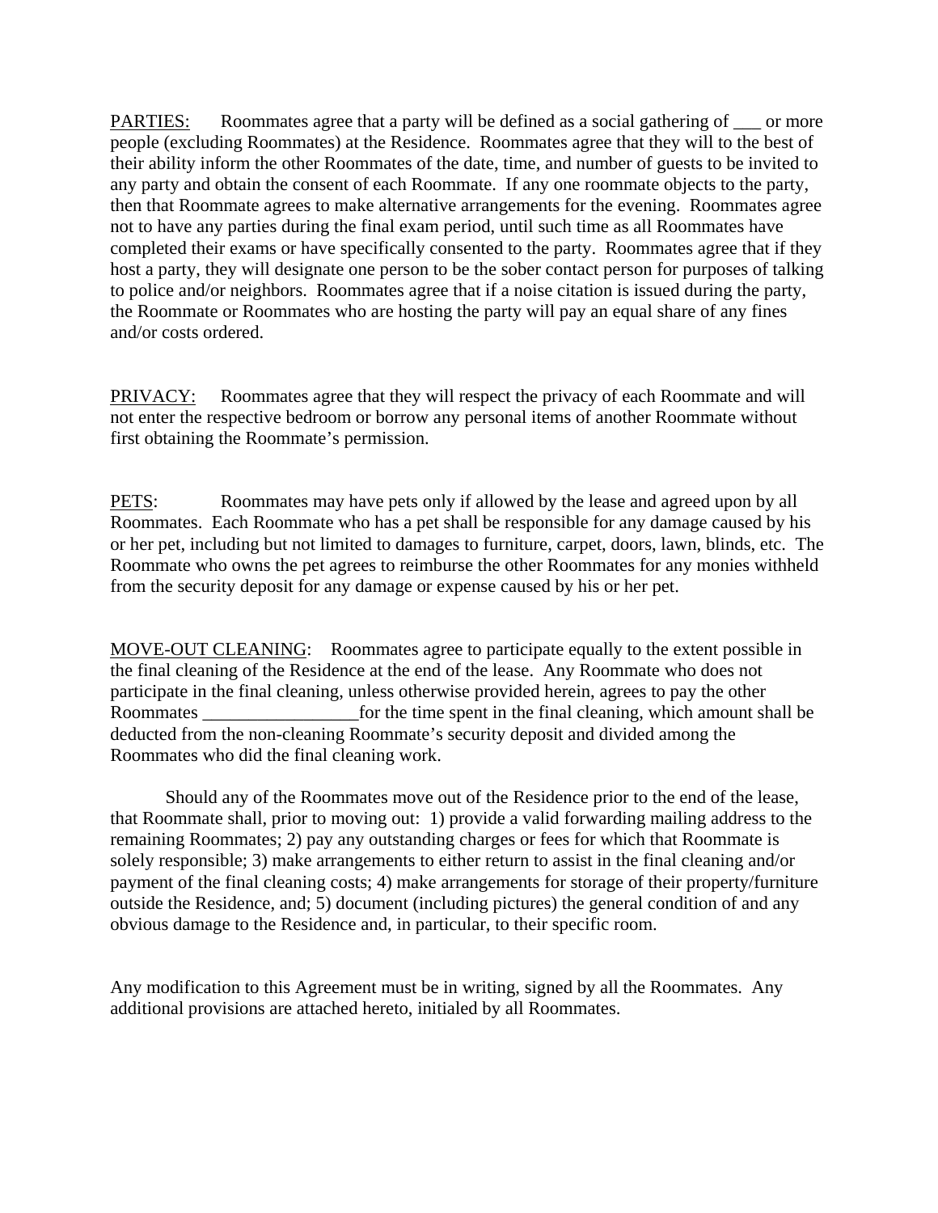<u>PARTIES:</u> Roommates agree that a party will be defined as a social gathering of ___ or more people (excluding Roommates) at the Residence. Roommates agree that they will to the best of their ability inform the other Roommates of the date, time, and number of guests to be invited to any party and obtain the consent of each Roommate. If any one roommate objects to the party, then that Roommate agrees to make alternative arrangements for the evening. Roommates agree not to have any parties during the final exam period, until such time as all Roommates have completed their exams or have specifically consented to the party. Roommates agree that if they host a party, they will designate one person to be the sober contact person for purposes of talking to police and/or neighbors. Roommates agree that if a noise citation is issued during the party, the Roommate or Roommates who are hosting the party will pay an equal share of any fines and/or costs ordered.

<u>PRIVACY:</u> Roommates agree that they will respect the privacy of each Roommate and will not enter the respective bedroom or borrow any personal items of another Roommate without first obtaining the Roommate's permission.

<u>PETS</u>: Roommates may have pets only if allowed by the lease and agreed upon by all Roommates. Each Roommate who has a pet shall be responsible for any damage caused by his or her pet, including but not limited to damages to furniture, carpet, doors, lawn, blinds, etc. The Roommate who owns the pet agrees to reimburse the other Roommates for any monies withheld from the security deposit for any damage or expense caused by his or her pet.

<u>MOVE-OUT CLEANING</u>: Roommates agree to participate equally to the extent possible in the final cleaning of the Residence at the end of the lease. Any Roommate who does not participate in the final cleaning, unless otherwise provided herein, agrees to pay the other Roommates _________________for the time spent in the final cleaning, which amount shall be deducted from the non-cleaning Roommate's security deposit and divided among the Roommates who did the final cleaning work.

Should any of the Roommates move out of the Residence prior to the end of the lease, that Roommate shall, prior to moving out: 1) provide a valid forwarding mailing address to the remaining Roommates; 2) pay any outstanding charges or fees for which that Roommate is solely responsible; 3) make arrangements to either return to assist in the final cleaning and/or payment of the final cleaning costs; 4) make arrangements for storage of their property/furniture outside the Residence, and; 5) document (including pictures) the general condition of and any obvious damage to the Residence and, in particular, to their specific room.

Any modification to this Agreement must be in writing, signed by all the Roommates. Any additional provisions are attached hereto, initialed by all Roommates.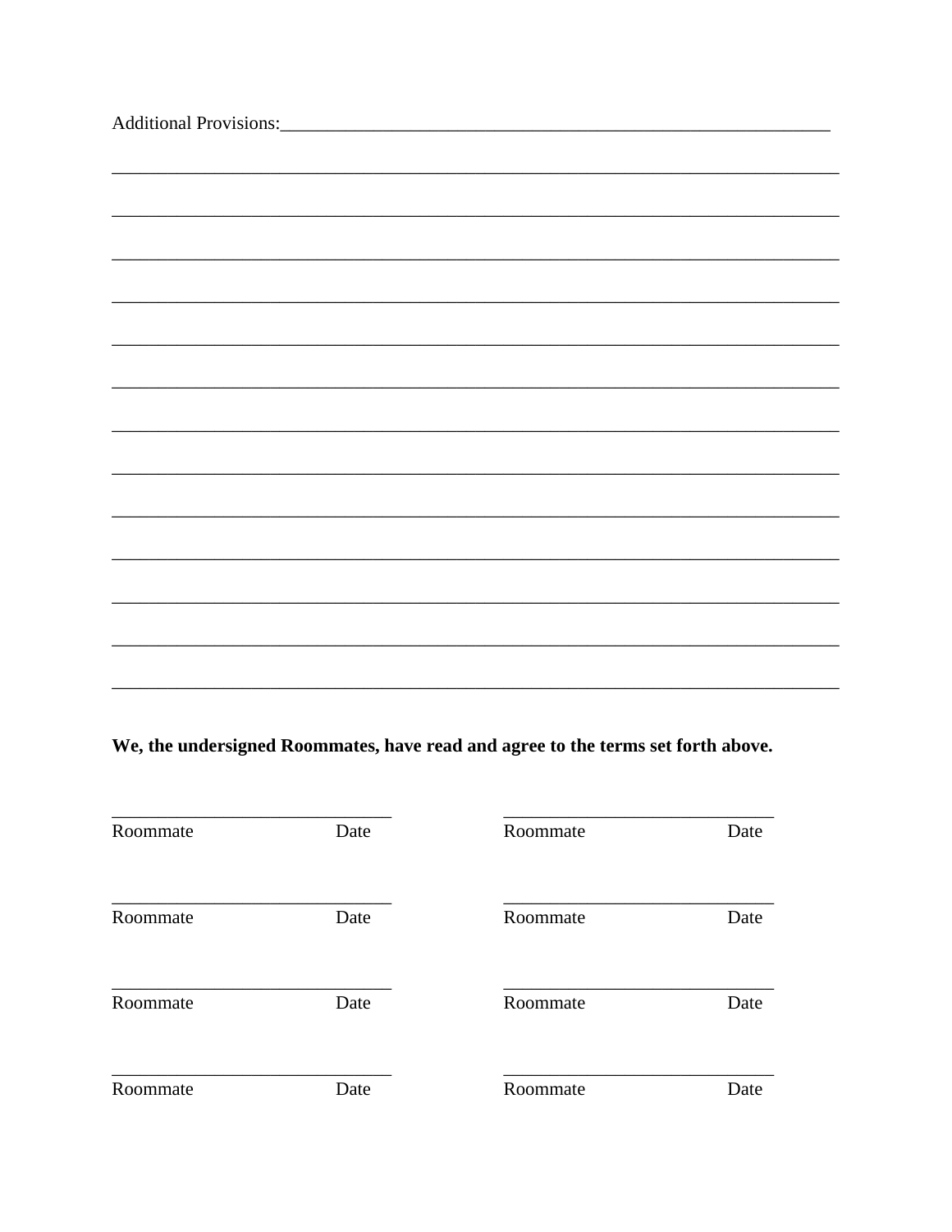Additional Provisions:_______________________________________________________________

________________________________________________________________________________

________________________________________________________________________________

________________________________________________________________________________

________________________________________________________________________________

________________________________________________________________________________

________________________________________________________________________________

________________________________________________________________________________

________________________________________________________________________________

________________________________________________________________________________

________________________________________________________________________________

________________________________________________________________________________

________________________________________________________________________________

________________________________________________________________________________

**We, the undersigned Roommates, have read and agree to the terms set forth above.**

| | |
|---|---|
| ______________________________ | ______________________________ |
| Roommate Date | Roommate Date |
| ______________________________ | ______________________________ |
| Roommate Date | Roommate Date |
| ______________________________ | ______________________________ |
| Roommate Date | Roommate Date |
| ______________________________ | ______________________________ |
| Roommate Date | Roommate Date |